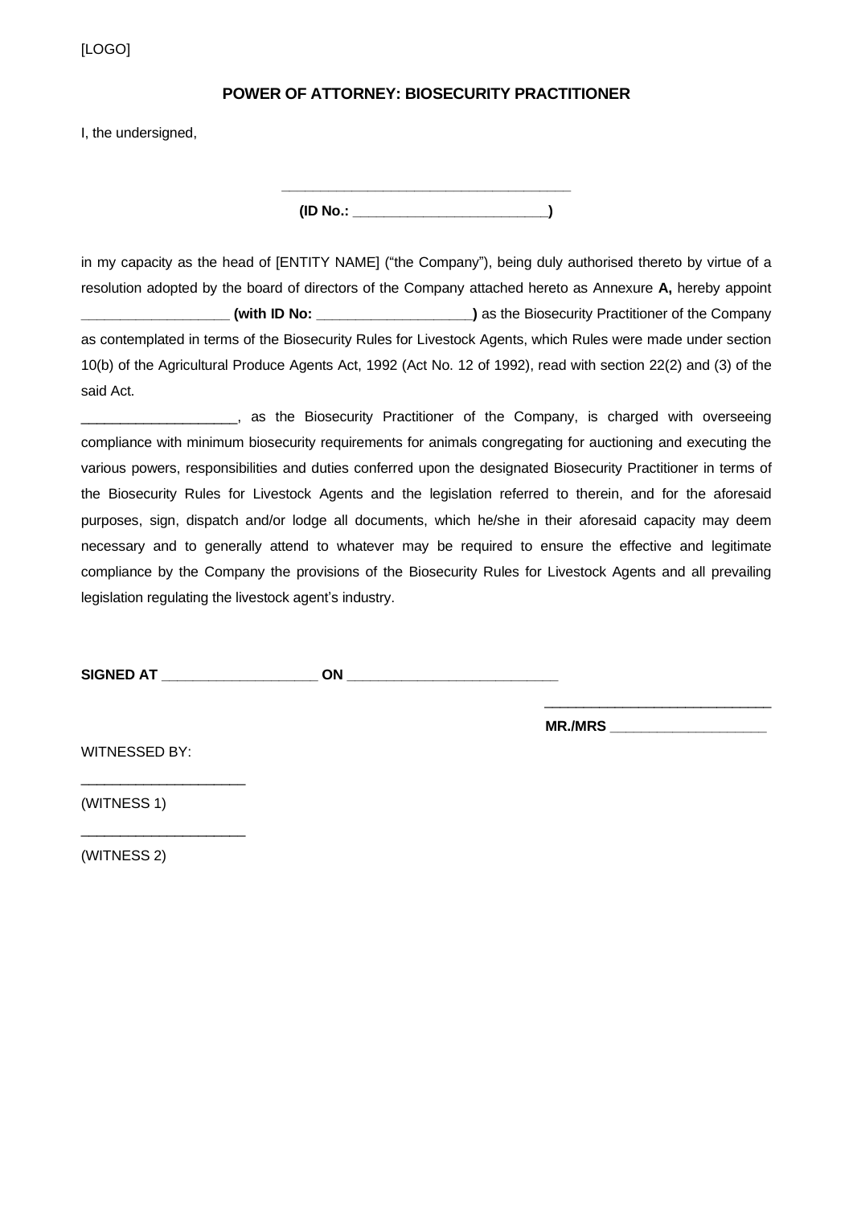[LOGO]

**POWER OF ATTORNEY: BIOSECURITY PRACTITIONER**

I, the undersigned,

**___________________________________**

**(ID No.: ________________________)**

in my capacity as the head of [ENTITY NAME] ("the Company"), being duly authorised thereto by virtue of a resolution adopted by the board of directors of the Company attached hereto as Annexure **A,** hereby appoint **__________________ (with ID No: ___________________)** as the Biosecurity Practitioner of the Company as contemplated in terms of the Biosecurity Rules for Livestock Agents, which Rules were made under section 10(b) of the Agricultural Produce Agents Act, 1992 (Act No. 12 of 1992), read with section 22(2) and (3) of the said Act.

___________________, as the Biosecurity Practitioner of the Company, is charged with overseeing compliance with minimum biosecurity requirements for animals congregating for auctioning and executing the various powers, responsibilities and duties conferred upon the designated Biosecurity Practitioner in terms of the Biosecurity Rules for Livestock Agents and the legislation referred to therein, and for the aforesaid purposes, sign, dispatch and/or lodge all documents, which he/she in their aforesaid capacity may deem necessary and to generally attend to whatever may be required to ensure the effective and legitimate compliance by the Company the provisions of the Biosecurity Rules for Livestock Agents and all prevailing legislation regulating the livestock agent's industry.

**SIGNED AT ___________________ ON _________________________**

_____________________________

**MR./MRS ___________________**

WITNESSED BY:

_____________________

(WITNESS 1)

_____________________

(WITNESS 2)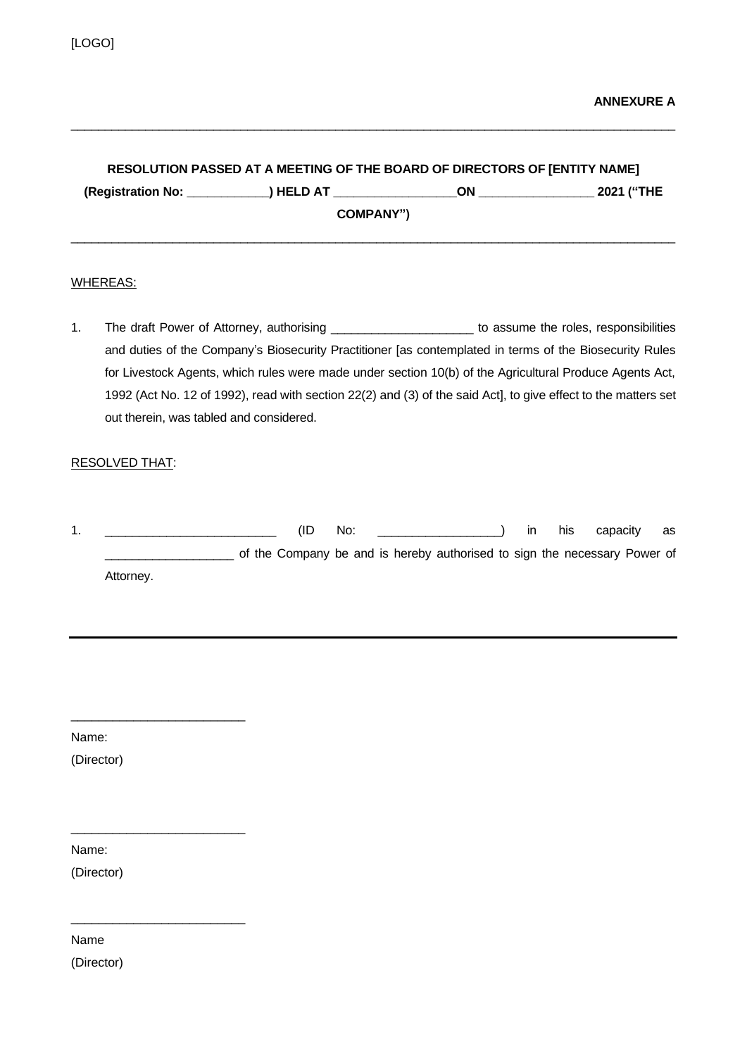[LOGO]

**ANNEXURE A**

---

**RESOLUTION PASSED AT A MEETING OF THE BOARD OF DIRECTORS OF [ENTITY NAME] (Registration No: ____________) HELD AT __________________ON _________________ 2021 ("THE COMPANY")**

---

WHEREAS:

1. The draft Power of Attorney, authorising _____________________ to assume the roles, responsibilities and duties of the Company's Biosecurity Practitioner [as contemplated in terms of the Biosecurity Rules for Livestock Agents, which rules were made under section 10(b) of the Agricultural Produce Agents Act, 1992 (Act No. 12 of 1992), read with section 22(2) and (3) of the said Act], to give effect to the matters set out therein, was tabled and considered.

RESOLVED THAT:

1. _________________________ (ID No: __________________) in his capacity as ___________________ of the Company be and is hereby authorised to sign the necessary Power of Attorney.

---

_________________________
Name:
(Director)

_________________________
Name:
(Director)

_________________________
Name
(Director)